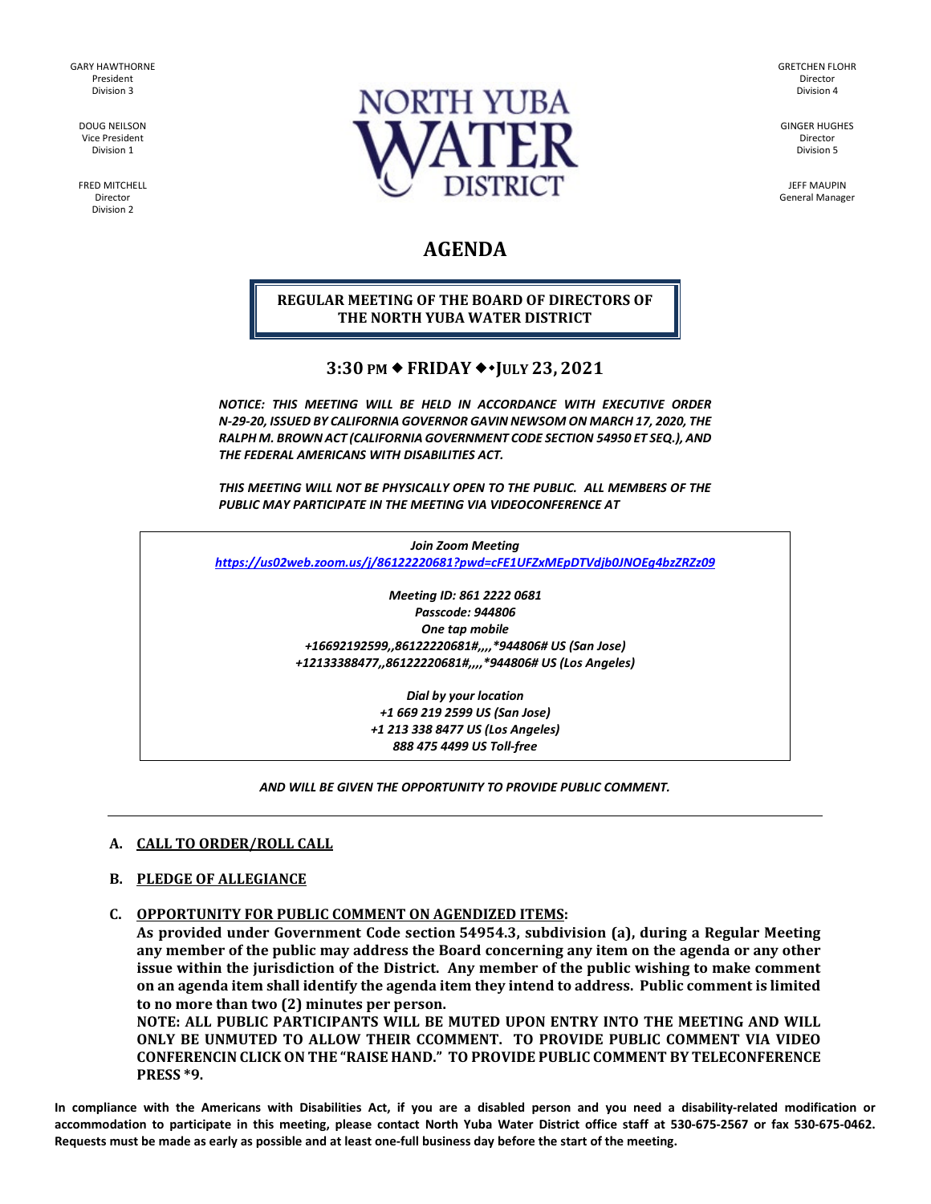GARY HAWTHORNE
President
Division 3

DOUG NEILSON
Vice President
Division 1

FRED MITCHELL
Director
Division 2

NORTH YUBA WATER DISTRICT

GRETCHEN FLOHR
Director
Division 4

GINGER HUGHES
Director
Division 5

JEFF MAUPIN
General Manager

# AGENDA

**REGULAR MEETING OF THE BOARD OF DIRECTORS OF THE NORTH YUBA WATER DISTRICT**

## 3:30 PM ◆ FRIDAY ◆ JULY 23, 2021

***NOTICE: THIS MEETING WILL BE HELD IN ACCORDANCE WITH EXECUTIVE ORDER N-29-20, ISSUED BY CALIFORNIA GOVERNOR GAVIN NEWSOM ON MARCH 17, 2020, THE RALPH M. BROWN ACT (CALIFORNIA GOVERNMENT CODE SECTION 54950 ET SEQ.), AND THE FEDERAL AMERICANS WITH DISABILITIES ACT.***

***THIS MEETING WILL NOT BE PHYSICALLY OPEN TO THE PUBLIC. ALL MEMBERS OF THE PUBLIC MAY PARTICIPATE IN THE MEETING VIA VIDEOCONFERENCE AT***

*Join Zoom Meeting*
*https://us02web.zoom.us/j/86122220681?pwd=cFE1UFZxMEpDTVdjb0JNOEg4bzZRZz09*

*Meeting ID: 861 2222 0681*
*Passcode: 944806*
*One tap mobile*
*+16692192599,,86122220681#,,,,*944806# US (San Jose)*
*+12133388477,,86122220681#,,,,*944806# US (Los Angeles)*

*Dial by your location*
*+1 669 219 2599 US (San Jose)*
*+1 213 338 8477 US (Los Angeles)*
*888 475 4499 US Toll-free*

***AND WILL BE GIVEN THE OPPORTUNITY TO PROVIDE PUBLIC COMMENT.***

---

**A. CALL TO ORDER/ROLL CALL**

**B. PLEDGE OF ALLEGIANCE**

**C. OPPORTUNITY FOR PUBLIC COMMENT ON AGENDIZED ITEMS:**

**As provided under Government Code section 54954.3, subdivision (a), during a Regular Meeting any member of the public may address the Board concerning any item on the agenda or any other issue within the jurisdiction of the District. Any member of the public wishing to make comment on an agenda item shall identify the agenda item they intend to address. Public comment is limited to no more than two (2) minutes per person.**

**NOTE: ALL PUBLIC PARTICIPANTS WILL BE MUTED UPON ENTRY INTO THE MEETING AND WILL ONLY BE UNMUTED TO ALLOW THEIR CCOMMENT. TO PROVIDE PUBLIC COMMENT VIA VIDEO CONFERENCIN CLICK ON THE "RAISE HAND." TO PROVIDE PUBLIC COMMENT BY TELECONFERENCE PRESS *9.**

**In compliance with the Americans with Disabilities Act, if you are a disabled person and you need a disability-related modification or accommodation to participate in this meeting, please contact North Yuba Water District office staff at 530-675-2567 or fax 530-675-0462. Requests must be made as early as possible and at least one-full business day before the start of the meeting.**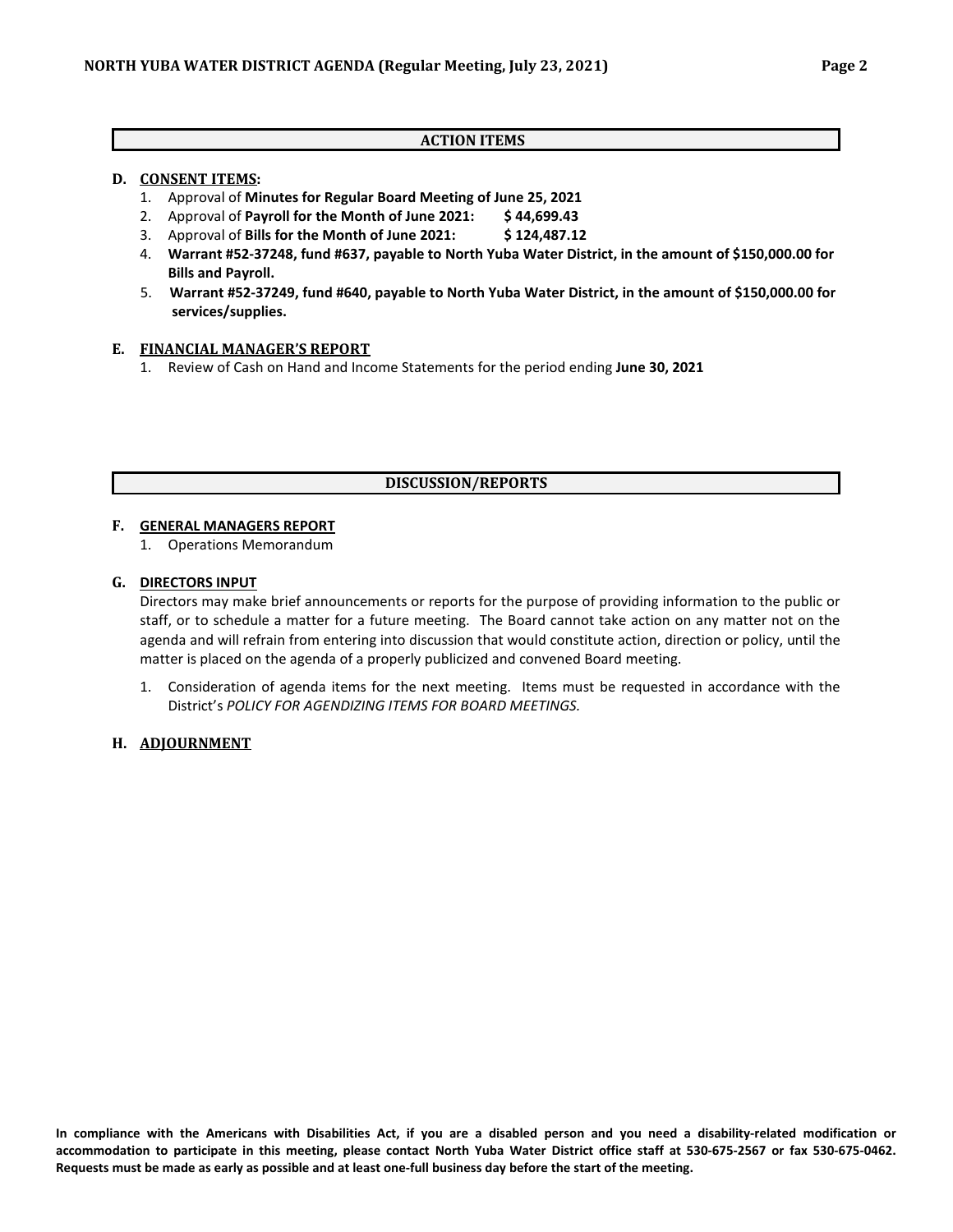## ACTION ITEMS

**D. CONSENT ITEMS:**

1. Approval of **Minutes for Regular Board Meeting of June 25, 2021**
2. Approval of **Payroll for the Month of June 2021: $ 44,699.43**
3. Approval of **Bills for the Month of June 2021: $ 124,487.12**
4. **Warrant #52-37248, fund #637, payable to North Yuba Water District, in the amount of $150,000.00 for Bills and Payroll.**
5. **Warrant #52-37249, fund #640, payable to North Yuba Water District, in the amount of $150,000.00 for services/supplies.**

**E. FINANCIAL MANAGER'S REPORT**

1. Review of Cash on Hand and Income Statements for the period ending **June 30, 2021**

## DISCUSSION/REPORTS

**F. GENERAL MANAGERS REPORT**

1. Operations Memorandum

**G. DIRECTORS INPUT**

Directors may make brief announcements or reports for the purpose of providing information to the public or staff, or to schedule a matter for a future meeting. The Board cannot take action on any matter not on the agenda and will refrain from entering into discussion that would constitute action, direction or policy, until the matter is placed on the agenda of a properly publicized and convened Board meeting.

1. Consideration of agenda items for the next meeting. Items must be requested in accordance with the District's *POLICY FOR AGENDIZING ITEMS FOR BOARD MEETINGS.*

**H. ADJOURNMENT**

**In compliance with the Americans with Disabilities Act, if you are a disabled person and you need a disability-related modification or accommodation to participate in this meeting, please contact North Yuba Water District office staff at 530-675-2567 or fax 530-675-0462. Requests must be made as early as possible and at least one-full business day before the start of the meeting.**